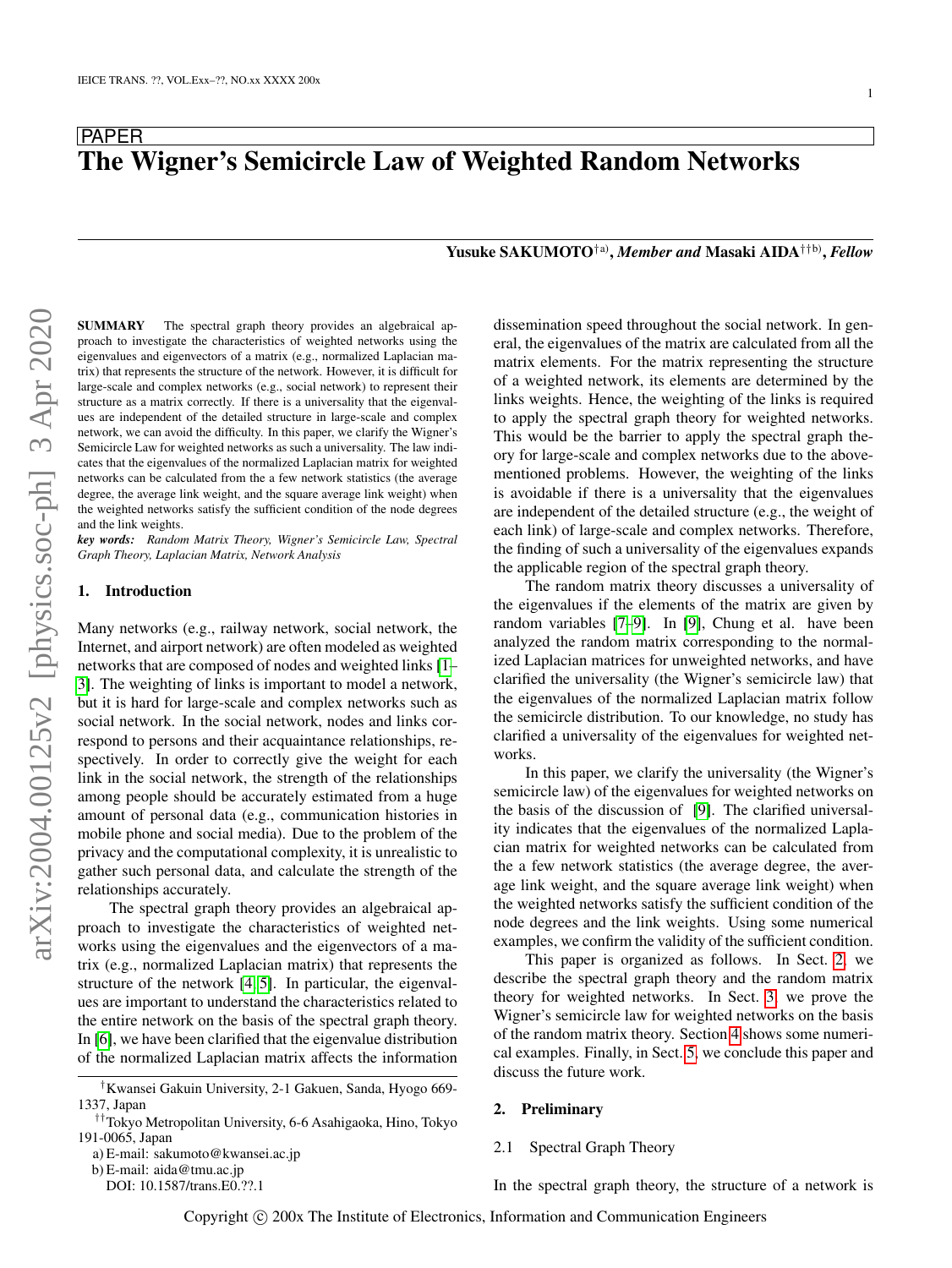PAPER

# The Wigner's Semicircle Law of Weighted Random Networks

**Yusuke SAKUMOTO**[†a)], ***Member and*** **Masaki AIDA**[††b)], ***Fellow***

**SUMMARY** The spectral graph theory provides an algebraical approach to investigate the characteristics of weighted networks using the eigenvalues and eigenvectors of a matrix (e.g., normalized Laplacian matrix) that represents the structure of the network. However, it is difficult for large-scale and complex networks (e.g., social network) to represent their structure as a matrix correctly. If there is a universality that the eigenvalues are independent of the detailed structure in large-scale and complex network, we can avoid the difficulty. In this paper, we clarify the Wigner's Semicircle Law for weighted networks as such a universality. The law indicates that the eigenvalues of the normalized Laplacian matrix for weighted networks can be calculated from the a few network statistics (the average degree, the average link weight, and the square average link weight) when the weighted networks satisfy the sufficient condition of the node degrees and the link weights.

***key words:*** *Random Matrix Theory, Wigner's Semicircle Law, Spectral Graph Theory, Laplacian Matrix, Network Analysis*

## 1. Introduction

Many networks (e.g., railway network, social network, the Internet, and airport network) are often modeled as weighted networks that are composed of nodes and weighted links [1–3]. The weighting of links is important to model a network, but it is hard for large-scale and complex networks such as social network. In the social network, nodes and links correspond to persons and their acquaintance relationships, respectively. In order to correctly give the weight for each link in the social network, the strength of the relationships among people should be accurately estimated from a huge amount of personal data (e.g., communication histories in mobile phone and social media). Due to the problem of the privacy and the computational complexity, it is unrealistic to gather such personal data, and calculate the strength of the relationships accurately.

The spectral graph theory provides an algebraical approach to investigate the characteristics of weighted networks using the eigenvalues and the eigenvectors of a matrix (e.g., normalized Laplacian matrix) that represents the structure of the network [4, 5]. In particular, the eigenvalues are important to understand the characteristics related to the entire network on the basis of the spectral graph theory. In [6], we have been clarified that the eigenvalue distribution of the normalized Laplacian matrix affects the information dissemination speed throughout the social network. In general, the eigenvalues of the matrix are calculated from all the matrix elements. For the matrix representing the structure of a weighted network, its elements are determined by the links weights. Hence, the weighting of the links is required to apply the spectral graph theory for weighted networks. This would be the barrier to apply the spectral graph theory for large-scale and complex networks due to the above-mentioned problems. However, the weighting of the links is avoidable if there is a universality that the eigenvalues are independent of the detailed structure (e.g., the weight of each link) of large-scale and complex networks. Therefore, the finding of such a universality of the eigenvalues expands the applicable region of the spectral graph theory.

The random matrix theory discusses a universality of the eigenvalues if the elements of the matrix are given by random variables [7–9]. In [9], Chung et al. have been analyzed the random matrix corresponding to the normalized Laplacian matrices for unweighted networks, and have clarified the universality (the Wigner's semicircle law) that the eigenvalues of the normalized Laplacian matrix follow the semicircle distribution. To our knowledge, no study has clarified a universality of the eigenvalues for weighted networks.

In this paper, we clarify the universality (the Wigner's semicircle law) of the eigenvalues for weighted networks on the basis of the discussion of [9]. The clarified universality indicates that the eigenvalues of the normalized Laplacian matrix for weighted networks can be calculated from the a few network statistics (the average degree, the average link weight, and the square average link weight) when the weighted networks satisfy the sufficient condition of the node degrees and the link weights. Using some numerical examples, we confirm the validity of the sufficient condition.

This paper is organized as follows. In Sect. 2, we describe the spectral graph theory and the random matrix theory for weighted networks. In Sect. 3, we prove the Wigner's semicircle law for weighted networks on the basis of the random matrix theory. Section 4 shows some numerical examples. Finally, in Sect. 5, we conclude this paper and discuss the future work.

## 2. Preliminary

### 2.1 Spectral Graph Theory

In the spectral graph theory, the structure of a network is

---

[†]Kwansei Gakuin University, 2-1 Gakuen, Sanda, Hyogo 669-1337, Japan

[††]Tokyo Metropolitan University, 6-6 Asahigaoka, Hino, Tokyo 191-0065, Japan

a) E-mail: sakumoto@kwansei.ac.jp

b) E-mail: aida@tmu.ac.jp

DOI: 10.1587/trans.E0.??.1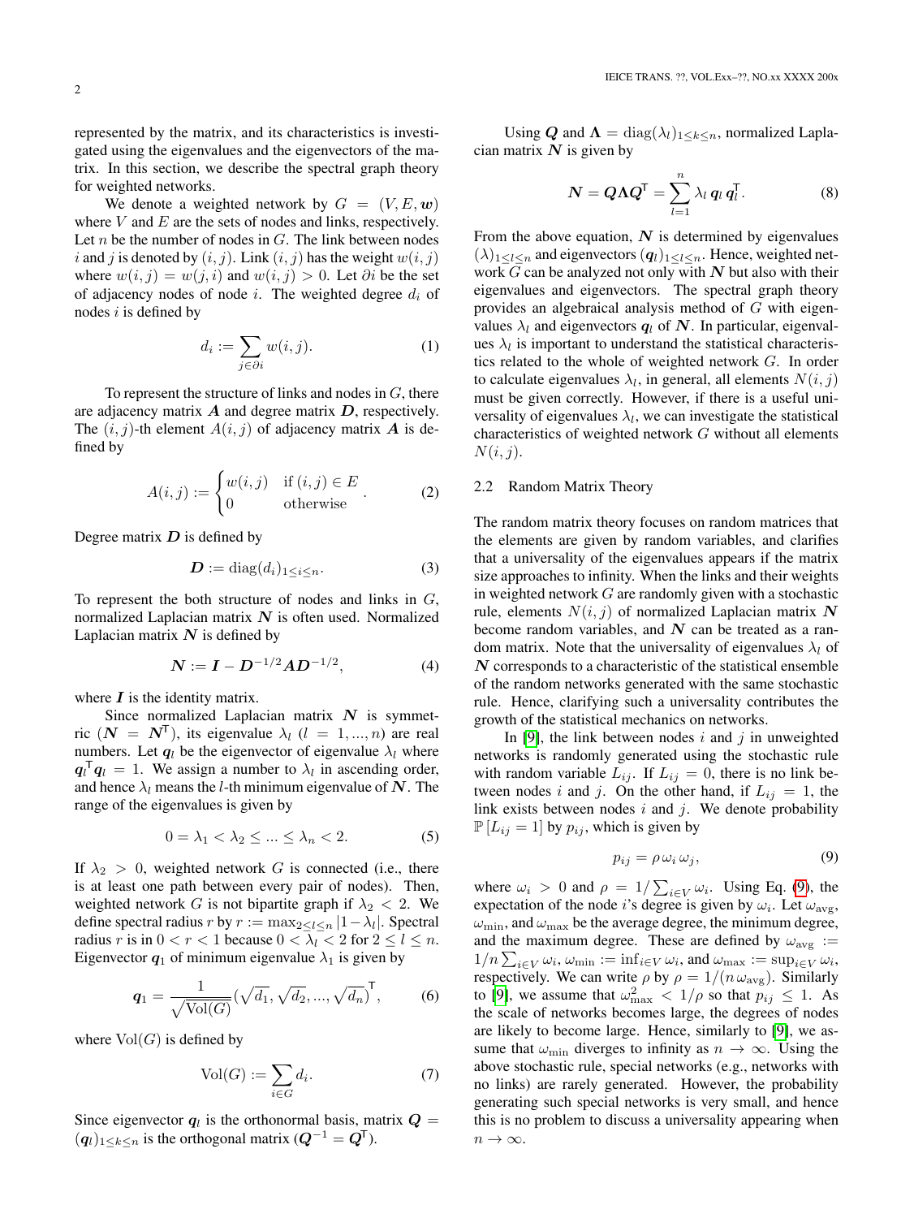represented by the matrix, and its characteristics is investigated using the eigenvalues and the eigenvectors of the matrix. In this section, we describe the spectral graph theory for weighted networks.

We denote a weighted network by $G = (V, E, \boldsymbol{w})$ where $V$ and $E$ are the sets of nodes and links, respectively. Let $n$ be the number of nodes in $G$. The link between nodes $i$ and $j$ is denoted by $(i, j)$. Link $(i, j)$ has the weight $w(i, j)$ where $w(i, j) = w(j, i)$ and $w(i, j) > 0$. Let $\partial i$ be the set of adjacency nodes of node $i$. The weighted degree $d_i$ of nodes $i$ is defined by

$$d_i := \sum_{j \in \partial i} w(i, j). \tag{1}$$

To represent the structure of links and nodes in $G$, there are adjacency matrix $\boldsymbol{A}$ and degree matrix $\boldsymbol{D}$, respectively. The $(i, j)$-th element $A(i, j)$ of adjacency matrix $\boldsymbol{A}$ is defined by

$$A(i, j) := \begin{cases} w(i, j) & \text{if } (i, j) \in E \\ 0 & \text{otherwise} \end{cases}. \tag{2}$$

Degree matrix $\boldsymbol{D}$ is defined by

$$\boldsymbol{D} := \operatorname{diag}(d_i)_{1 \le i \le n}. \tag{3}$$

To represent the both structure of nodes and links in $G$, normalized Laplacian matrix $\boldsymbol{N}$ is often used. Normalized Laplacian matrix $\boldsymbol{N}$ is defined by

$$\boldsymbol{N} := \boldsymbol{I} - \boldsymbol{D}^{-1/2} \boldsymbol{A} \boldsymbol{D}^{-1/2}, \tag{4}$$

where $\boldsymbol{I}$ is the identity matrix.

Since normalized Laplacian matrix $\boldsymbol{N}$ is symmetric ($\boldsymbol{N} = \boldsymbol{N}^{\mathsf{T}}$), its eigenvalue $\lambda_l$ ($l = 1, ..., n$) are real numbers. Let $\boldsymbol{q}_l$ be the eigenvector of eigenvalue $\lambda_l$ where $\boldsymbol{q}_l^{\mathsf{T}} \boldsymbol{q}_l = 1$. We assign a number to $\lambda_l$ in ascending order, and hence $\lambda_l$ means the $l$-th minimum eigenvalue of $\boldsymbol{N}$. The range of the eigenvalues is given by

$$0 = \lambda_1 < \lambda_2 \le ... \le \lambda_n < 2. \tag{5}$$

If $\lambda_2 > 0$, weighted network $G$ is connected (i.e., there is at least one path between every pair of nodes). Then, weighted network $G$ is not bipartite graph if $\lambda_2 < 2$. We define spectral radius $r$ by $r := \max_{2 \le l \le n} |1 - \lambda_l|$. Spectral radius $r$ is in $0 < r < 1$ because $0 < \lambda_l < 2$ for $2 \le l \le n$. Eigenvector $\boldsymbol{q}_1$ of minimum eigenvalue $\lambda_1$ is given by

$$\boldsymbol{q}_1 = \frac{1}{\sqrt{\operatorname{Vol}(G)}} (\sqrt{d_1}, \sqrt{d_2}, ..., \sqrt{d_n})^{\mathsf{T}}, \tag{6}$$

where $\operatorname{Vol}(G)$ is defined by

$$\operatorname{Vol}(G) := \sum_{i \in G} d_i. \tag{7}$$

Since eigenvector $\boldsymbol{q}_l$ is the orthonormal basis, matrix $\boldsymbol{Q} = (\boldsymbol{q}_l)_{1 \le k \le n}$ is the orthogonal matrix ($\boldsymbol{Q}^{-1} = \boldsymbol{Q}^{\mathsf{T}}$).

Using $\boldsymbol{Q}$ and $\boldsymbol{\Lambda} = \operatorname{diag}(\lambda_l)_{1 \le k \le n}$, normalized Laplacian matrix $\boldsymbol{N}$ is given by

$$\boldsymbol{N} = \boldsymbol{Q} \boldsymbol{\Lambda} \boldsymbol{Q}^{\mathsf{T}} = \sum_{l=1}^{n} \lambda_l \, \boldsymbol{q}_l \, \boldsymbol{q}_l^{\mathsf{T}}. \tag{8}$$

From the above equation, $\boldsymbol{N}$ is determined by eigenvalues $(\lambda)_{1 \le l \le n}$ and eigenvectors $(\boldsymbol{q}_l)_{1 \le l \le n}$. Hence, weighted network $G$ can be analyzed not only with $\boldsymbol{N}$ but also with their eigenvalues and eigenvectors. The spectral graph theory provides an algebraical analysis method of $G$ with eigenvalues $\lambda_l$ and eigenvectors $\boldsymbol{q}_l$ of $\boldsymbol{N}$. In particular, eigenvalues $\lambda_l$ is important to understand the statistical characteristics related to the whole of weighted network $G$. In order to calculate eigenvalues $\lambda_l$, in general, all elements $N(i, j)$ must be given correctly. However, if there is a useful universality of eigenvalues $\lambda_l$, we can investigate the statistical characteristics of weighted network $G$ without all elements $N(i, j)$.

## 2.2 Random Matrix Theory

The random matrix theory focuses on random matrices that the elements are given by random variables, and clarifies that a universality of the eigenvalues appears if the matrix size approaches to infinity. When the links and their weights in weighted network $G$ are randomly given with a stochastic rule, elements $N(i, j)$ of normalized Laplacian matrix $\boldsymbol{N}$ become random variables, and $\boldsymbol{N}$ can be treated as a random matrix. Note that the universality of eigenvalues $\lambda_l$ of $\boldsymbol{N}$ corresponds to a characteristic of the statistical ensemble of the random networks generated with the same stochastic rule. Hence, clarifying such a universality contributes the growth of the statistical mechanics on networks.

In [9], the link between nodes $i$ and $j$ in unweighted networks is randomly generated using the stochastic rule with random variable $L_{ij}$. If $L_{ij} = 0$, there is no link between nodes $i$ and $j$. On the other hand, if $L_{ij} = 1$, the link exists between nodes $i$ and $j$. We denote probability $\mathbb{P}[L_{ij} = 1]$ by $p_{ij}$, which is given by

$$p_{ij} = \rho \, \omega_i \, \omega_j, \tag{9}$$

where $\omega_i > 0$ and $\rho = 1 / \sum_{i \in V} \omega_i$. Using Eq. (9), the expectation of the node $i$'s degree is given by $\omega_i$. Let $\omega_{\mathrm{avg}}$, $\omega_{\min}$, and $\omega_{\max}$ be the average degree, the minimum degree, and the maximum degree. These are defined by $\omega_{\mathrm{avg}} := 1/n \sum_{i \in V} \omega_i$, $\omega_{\min} := \inf_{i \in V} \omega_i$, and $\omega_{\max} := \sup_{i \in V} \omega_i$, respectively. We can write $\rho$ by $\rho = 1/(n \, \omega_{\mathrm{avg}})$. Similarly to [9], we assume that $\omega_{\max}^2 < 1/\rho$ so that $p_{ij} \le 1$. As the scale of networks becomes large, the degrees of nodes are likely to become large. Hence, similarly to [9], we assume that $\omega_{\min}$ diverges to infinity as $n \to \infty$. Using the above stochastic rule, special networks (e.g., networks with no links) are rarely generated. However, the probability generating such special networks is very small, and hence this is no problem to discuss a universality appearing when $n \to \infty$.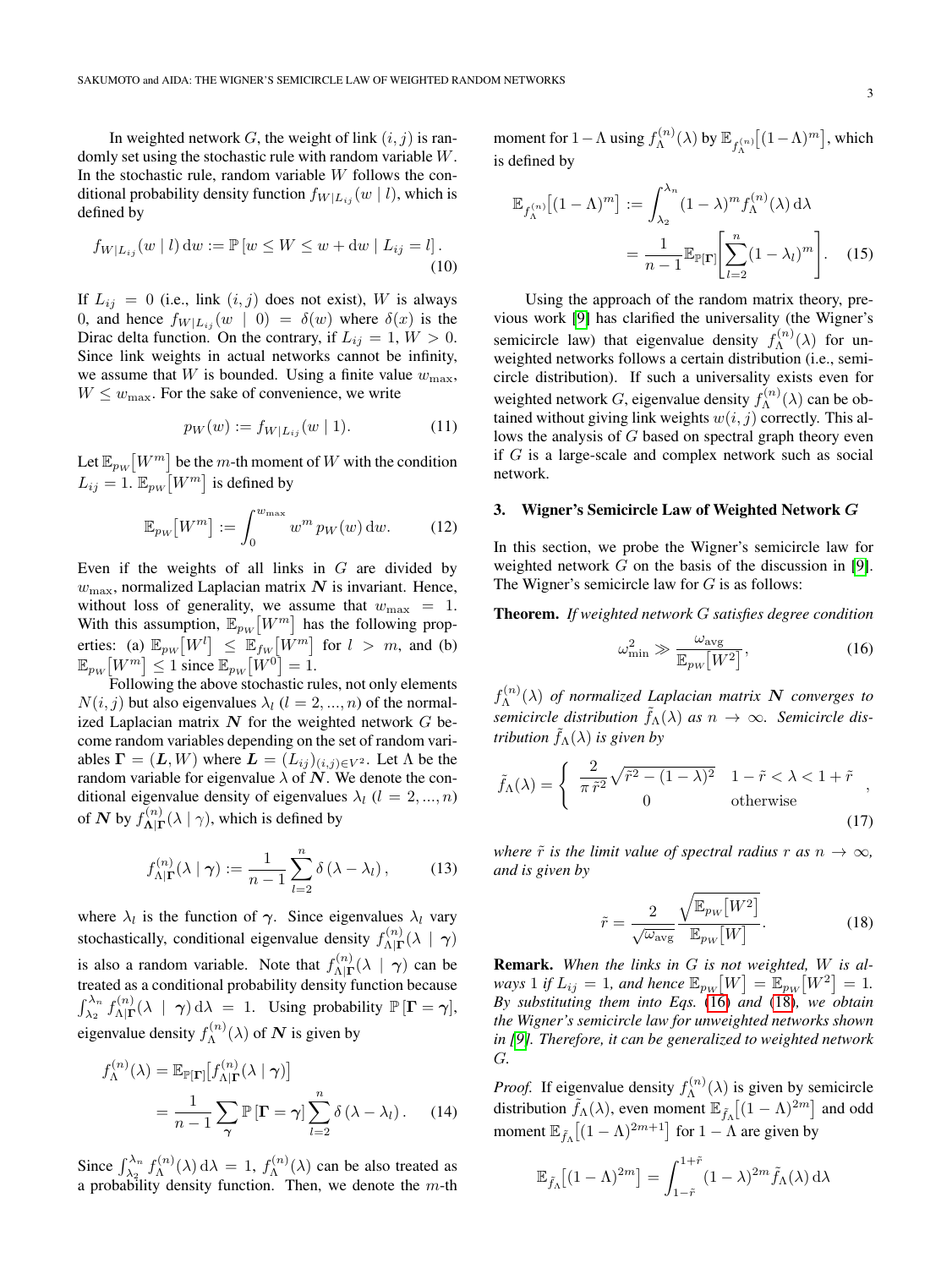In weighted network $G$, the weight of link $(i, j)$ is randomly set using the stochastic rule with random variable $W$. In the stochastic rule, random variable $W$ follows the conditional probability density function $f_{W|L_{ij}}(w \mid l)$, which is defined by

$$f_{W|L_{ij}}(w \mid l)\,\mathrm{d}w := \mathbb{P}\left[w \le W \le w + \mathrm{d}w \mid L_{ij} = l\right]. \tag{10}$$

If $L_{ij} = 0$ (i.e., link $(i, j)$ does not exist), $W$ is always 0, and hence $f_{W|L_{ij}}(w \mid 0) = \delta(w)$ where $\delta(x)$ is the Dirac delta function. On the contrary, if $L_{ij} = 1$, $W > 0$. Since link weights in actual networks cannot be infinity, we assume that $W$ is bounded. Using a finite value $w_{\max}$, $W \le w_{\max}$. For the sake of convenience, we write

$$p_W(w) := f_{W|L_{ij}}(w \mid 1). \tag{11}$$

Let $\mathbb{E}_{p_W}\!\left[W^m\right]$ be the $m$-th moment of $W$ with the condition $L_{ij} = 1$. $\mathbb{E}_{p_W}\!\left[W^m\right]$ is defined by

$$\mathbb{E}_{p_W}\!\left[W^m\right] := \int_0^{w_{\max}} w^m\, p_W(w)\,\mathrm{d}w. \tag{12}$$

Even if the weights of all links in $G$ are divided by $w_{\max}$, normalized Laplacian matrix $\boldsymbol{N}$ is invariant. Hence, without loss of generality, we assume that $w_{\max} = 1$. With this assumption, $\mathbb{E}_{p_W}\!\left[W^m\right]$ has the following properties: (a) $\mathbb{E}_{p_W}\!\left[W^l\right] \le \mathbb{E}_{f_W}\!\left[W^m\right]$ for $l > m$, and (b) $\mathbb{E}_{p_W}\!\left[W^m\right] \le 1$ since $\mathbb{E}_{p_W}\!\left[W^0\right] = 1$.

Following the above stochastic rules, not only elements $N(i, j)$ but also eigenvalues $\lambda_l$ $(l = 2, ..., n)$ of the normalized Laplacian matrix $\boldsymbol{N}$ for the weighted network $G$ become random variables depending on the set of random variables $\boldsymbol{\Gamma} = (\boldsymbol{L}, W)$ where $\boldsymbol{L} = (L_{ij})_{(i,j)\in V^2}$. Let $\Lambda$ be the random variable for eigenvalue $\lambda$ of $\boldsymbol{N}$. We denote the conditional eigenvalue density of eigenvalues $\lambda_l$ $(l = 2, ..., n)$ of $\boldsymbol{N}$ by $f^{(n)}_{\Lambda|\boldsymbol{\Gamma}}(\lambda \mid \gamma)$, which is defined by

$$f^{(n)}_{\Lambda|\boldsymbol{\Gamma}}(\lambda \mid \boldsymbol{\gamma}) := \frac{1}{n-1}\sum_{l=2}^{n} \delta\left(\lambda - \lambda_l\right), \tag{13}$$

where $\lambda_l$ is the function of $\boldsymbol{\gamma}$. Since eigenvalues $\lambda_l$ vary stochastically, conditional eigenvalue density $f^{(n)}_{\Lambda|\boldsymbol{\Gamma}}(\lambda \mid \boldsymbol{\gamma})$ is also a random variable. Note that $f^{(n)}_{\Lambda|\boldsymbol{\Gamma}}(\lambda \mid \boldsymbol{\gamma})$ can be treated as a conditional probability density function because $\int_{\lambda_2}^{\lambda_n} f^{(n)}_{\Lambda|\boldsymbol{\Gamma}}(\lambda \mid \boldsymbol{\gamma})\,\mathrm{d}\lambda = 1$. Using probability $\mathbb{P}\left[\boldsymbol{\Gamma} = \boldsymbol{\gamma}\right]$, eigenvalue density $f^{(n)}_{\Lambda}(\lambda)$ of $\boldsymbol{N}$ is given by

$$\begin{aligned} f^{(n)}_{\Lambda}(\lambda) &= \mathbb{E}_{\mathbb{P}[\boldsymbol{\Gamma}]}\!\left[f^{(n)}_{\Lambda|\boldsymbol{\Gamma}}(\lambda \mid \boldsymbol{\gamma})\right] \\ &= \frac{1}{n-1}\sum_{\boldsymbol{\gamma}} \mathbb{P}\left[\boldsymbol{\Gamma} = \boldsymbol{\gamma}\right] \sum_{l=2}^{n} \delta\left(\lambda - \lambda_l\right). \end{aligned} \tag{14}$$

Since $\int_{\lambda_2}^{\lambda_n} f^{(n)}_{\Lambda}(\lambda)\,\mathrm{d}\lambda = 1$, $f^{(n)}_{\Lambda}(\lambda)$ can be also treated as a probability density function. Then, we denote the $m$-th moment for $1 - \Lambda$ using $f^{(n)}_{\Lambda}(\lambda)$ by $\mathbb{E}_{f^{(n)}_{\Lambda}}\!\left[(1-\Lambda)^m\right]$, which is defined by

$$\begin{aligned} \mathbb{E}_{f^{(n)}_{\Lambda}}\!\left[(1-\Lambda)^m\right] &:= \int_{\lambda_2}^{\lambda_n} (1-\lambda)^m f^{(n)}_{\Lambda}(\lambda)\,\mathrm{d}\lambda \\ &= \frac{1}{n-1}\mathbb{E}_{\mathbb{P}[\boldsymbol{\Gamma}]}\!\left[\sum_{l=2}^{n}(1-\lambda_l)^m\right]. \end{aligned} \tag{15}$$

Using the approach of the random matrix theory, previous work [9] has clarified the universality (the Wigner's semicircle law) that eigenvalue density $f^{(n)}_{\Lambda}(\lambda)$ for unweighted networks follows a certain distribution (i.e., semicircle distribution). If such a universality exists even for weighted network $G$, eigenvalue density $f^{(n)}_{\Lambda}(\lambda)$ can be obtained without giving link weights $w(i, j)$ correctly. This allows the analysis of $G$ based on spectral graph theory even if $G$ is a large-scale and complex network such as social network.

## 3. Wigner's Semicircle Law of Weighted Network $G$

In this section, we probe the Wigner's semicircle law for weighted network $G$ on the basis of the discussion in [9]. The Wigner's semicircle law for $G$ is as follows:

**Theorem.** *If weighted network $G$ satisfies degree condition*

$$\omega_{\min}^2 \gg \frac{\omega_{\mathrm{avg}}}{\mathbb{E}_{p_W}\!\left[W^2\right]}, \tag{16}$$

*$f^{(n)}_{\Lambda}(\lambda)$ of normalized Laplacian matrix $\boldsymbol{N}$ converges to semicircle distribution $\tilde{f}_{\Lambda}(\lambda)$ as $n \to \infty$. Semicircle distribution $\tilde{f}_{\Lambda}(\lambda)$ is given by*

$$\tilde{f}_{\Lambda}(\lambda) = \begin{cases} \dfrac{2}{\pi\,\tilde{r}^2}\sqrt{\tilde{r}^2 - (1-\lambda)^2} & 1 - \tilde{r} < \lambda < 1 + \tilde{r} \\ 0 & \text{otherwise} \end{cases}, \tag{17}$$

*where $\tilde{r}$ is the limit value of spectral radius $r$ as $n \to \infty$, and is given by*

$$\tilde{r} = \frac{2}{\sqrt{\omega_{\mathrm{avg}}}}\frac{\sqrt{\mathbb{E}_{p_W}\!\left[W^2\right]}}{\mathbb{E}_{p_W}\!\left[W\right]}. \tag{18}$$

**Remark.** *When the links in $G$ is not weighted, $W$ is always 1 if $L_{ij} = 1$, and hence $\mathbb{E}_{p_W}\!\left[W\right] = \mathbb{E}_{p_W}\!\left[W^2\right] = 1$. By substituting them into Eqs. (16) and (18), we obtain the Wigner's semicircle law for unweighted networks shown in [9]. Therefore, it can be generalized to weighted network $G$.*

*Proof.* If eigenvalue density $f^{(n)}_{\Lambda}(\lambda)$ is given by semicircle distribution $\tilde{f}_{\Lambda}(\lambda)$, even moment $\mathbb{E}_{\tilde{f}_{\Lambda}}\!\left[(1-\Lambda)^{2m}\right]$ and odd moment $\mathbb{E}_{\tilde{f}_{\Lambda}}\!\left[(1-\Lambda)^{2m+1}\right]$ for $1 - \Lambda$ are given by

$$\mathbb{E}_{\tilde{f}_{\Lambda}}\!\left[(1-\Lambda)^{2m}\right] = \int_{1-\tilde{r}}^{1+\tilde{r}} (1-\lambda)^{2m}\tilde{f}_{\Lambda}(\lambda)\,\mathrm{d}\lambda$$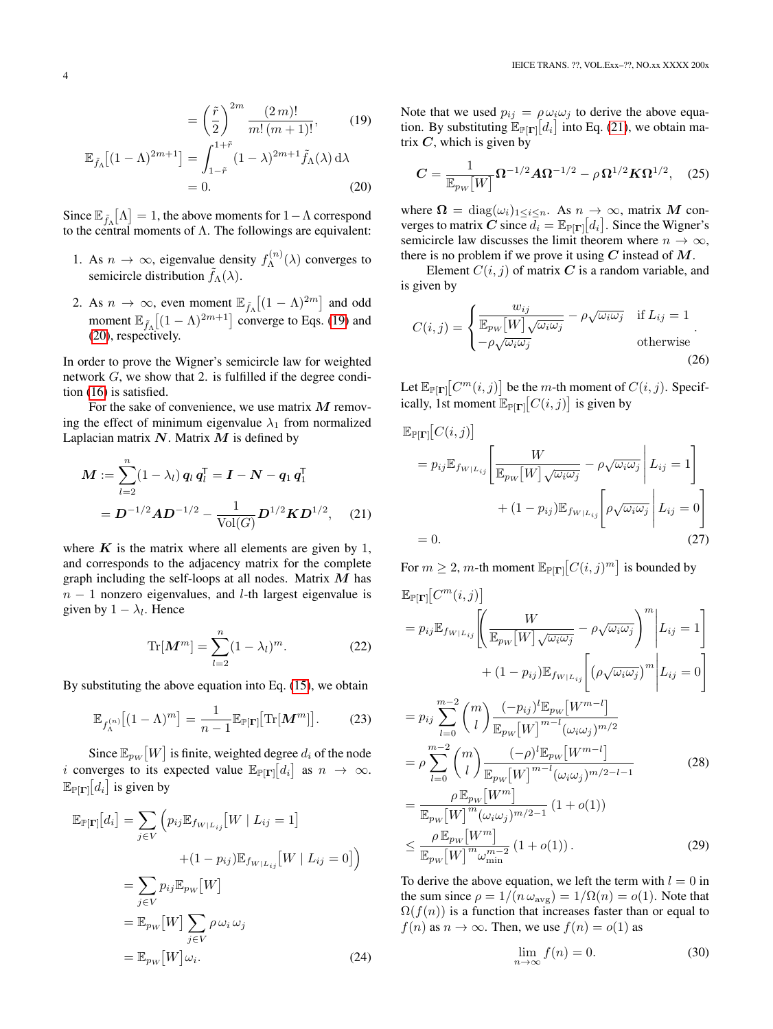$$= \left(\frac{\tilde{r}}{2}\right)^{2m} \frac{(2\,m)!}{m!\,(m+1)!}, \tag{19}$$

$$\mathbb{E}_{\tilde{f}_\Lambda}\big[(1-\Lambda)^{2m+1}\big] = \int_{1-\tilde{r}}^{1+\tilde{r}} (1-\lambda)^{2m+1} \tilde{f}_\Lambda(\lambda)\,\mathrm{d}\lambda$$
$$= 0. \tag{20}$$

Since $\mathbb{E}_{\tilde{f}_\Lambda}\big[\Lambda\big] = 1$, the above moments for $1-\Lambda$ correspond to the central moments of $\Lambda$. The followings are equivalent:

1. As $n \to \infty$, eigenvalue density $f_\Lambda^{(n)}(\lambda)$ converges to semicircle distribution $\tilde{f}_\Lambda(\lambda)$.
2. As $n \to \infty$, even moment $\mathbb{E}_{\tilde{f}_\Lambda}\big[(1-\Lambda)^{2m}\big]$ and odd moment $\mathbb{E}_{\tilde{f}_\Lambda}\big[(1-\Lambda)^{2m+1}\big]$ converge to Eqs. (19) and (20), respectively.

In order to prove the Wigner's semicircle law for weighted network $G$, we show that 2. is fulfilled if the degree condition (16) is satisfied.

For the sake of convenience, we use matrix $\boldsymbol{M}$ removing the effect of minimum eigenvalue $\lambda_1$ from normalized Laplacian matrix $\boldsymbol{N}$. Matrix $\boldsymbol{M}$ is defined by

$$\boldsymbol{M} := \sum_{l=2}^{n} (1-\lambda_l)\, \boldsymbol{q}_l\, \boldsymbol{q}_l^\mathsf{T} = \boldsymbol{I} - \boldsymbol{N} - \boldsymbol{q}_1\, \boldsymbol{q}_1^\mathsf{T}$$
$$= \boldsymbol{D}^{-1/2} \boldsymbol{A} \boldsymbol{D}^{-1/2} - \frac{1}{\mathrm{Vol}(G)} \boldsymbol{D}^{1/2} \boldsymbol{K} \boldsymbol{D}^{1/2}, \tag{21}$$

where $\boldsymbol{K}$ is the matrix where all elements are given by 1, and corresponds to the adjacency matrix for the complete graph including the self-loops at all nodes. Matrix $\boldsymbol{M}$ has $n-1$ nonzero eigenvalues, and $l$-th largest eigenvalue is given by $1-\lambda_l$. Hence

$$\mathrm{Tr}\big[\boldsymbol{M}^m\big] = \sum_{l=2}^{n} (1-\lambda_l)^m. \tag{22}$$

By substituting the above equation into Eq. (15), we obtain

$$\mathbb{E}_{f_\Lambda^{(n)}}\big[(1-\Lambda)^m\big] = \frac{1}{n-1} \mathbb{E}_{\mathbb{P}[\boldsymbol{\Gamma}]}\big[\mathrm{Tr}[\boldsymbol{M}^m]\big]. \tag{23}$$

Since $\mathbb{E}_{p_W}\big[W\big]$ is finite, weighted degree $d_i$ of the node $i$ converges to its expected value $\mathbb{E}_{\mathbb{P}[\boldsymbol{\Gamma}]}\big[d_i\big]$ as $n \to \infty$. $\mathbb{E}_{\mathbb{P}[\boldsymbol{\Gamma}]}\big[d_i\big]$ is given by

$$\mathbb{E}_{\mathbb{P}[\boldsymbol{\Gamma}]}\big[d_i\big] = \sum_{j\in V} \Big( p_{ij} \mathbb{E}_{f_{W|L_{ij}}}\big[W \mid L_{ij}=1\big]$$
$$+ (1-p_{ij}) \mathbb{E}_{f_{W|L_{ij}}}\big[W \mid L_{ij}=0\big] \Big)$$
$$= \sum_{j\in V} p_{ij} \mathbb{E}_{p_W}\big[W\big]$$
$$= \mathbb{E}_{p_W}\big[W\big] \sum_{j\in V} \rho\, \omega_i\, \omega_j$$
$$= \mathbb{E}_{p_W}\big[W\big] \omega_i. \tag{24}$$

Note that we used $p_{ij} = \rho\, \omega_i \omega_j$ to derive the above equation. By substituting $\mathbb{E}_{\mathbb{P}[\boldsymbol{\Gamma}]}\big[d_i\big]$ into Eq. (21), we obtain matrix $\boldsymbol{C}$, which is given by

$$\boldsymbol{C} = \frac{1}{\mathbb{E}_{p_W}\big[W\big]} \boldsymbol{\Omega}^{-1/2} \boldsymbol{A} \boldsymbol{\Omega}^{-1/2} - \rho\, \boldsymbol{\Omega}^{1/2} \boldsymbol{K} \boldsymbol{\Omega}^{1/2}, \tag{25}$$

where $\boldsymbol{\Omega} = \mathrm{diag}(\omega_i)_{1\le i\le n}$. As $n \to \infty$, matrix $\boldsymbol{M}$ converges to matrix $\boldsymbol{C}$ since $d_i = \mathbb{E}_{\mathbb{P}[\boldsymbol{\Gamma}]}\big[d_i\big]$. Since the Wigner's semicircle law discusses the limit theorem where $n \to \infty$, there is no problem if we prove it using $\boldsymbol{C}$ instead of $\boldsymbol{M}$.

Element $C(i,j)$ of matrix $\boldsymbol{C}$ is a random variable, and is given by

$$C(i,j) = \begin{cases} \dfrac{w_{ij}}{\mathbb{E}_{p_W}\big[W\big]\sqrt{\omega_i \omega_j}} - \rho\sqrt{\omega_i \omega_j} & \text{if } L_{ij} = 1 \\ -\rho\sqrt{\omega_i \omega_j} & \text{otherwise} \end{cases}. \tag{26}$$

Let $\mathbb{E}_{\mathbb{P}[\boldsymbol{\Gamma}]}\big[C^m(i,j)\big]$ be the $m$-th moment of $C(i,j)$. Specifically, 1st moment $\mathbb{E}_{\mathbb{P}[\boldsymbol{\Gamma}]}\big[C(i,j)\big]$ is given by

$$\mathbb{E}_{\mathbb{P}[\boldsymbol{\Gamma}]}\big[C(i,j)\big]$$
$$= p_{ij} \mathbb{E}_{f_{W|L_{ij}}}\left[ \frac{W}{\mathbb{E}_{p_W}\big[W\big]\sqrt{\omega_i \omega_j}} - \rho\sqrt{\omega_i \omega_j} \,\middle|\, L_{ij}=1 \right]$$
$$+ (1-p_{ij}) \mathbb{E}_{f_{W|L_{ij}}}\left[ \rho\sqrt{\omega_i \omega_j} \,\middle|\, L_{ij}=0 \right]$$
$$= 0. \tag{27}$$

For $m \ge 2$, $m$-th moment $\mathbb{E}_{\mathbb{P}[\boldsymbol{\Gamma}]}\big[C(i,j)^m\big]$ is bounded by

$$\mathbb{E}_{\mathbb{P}[\boldsymbol{\Gamma}]}\big[C^m(i,j)\big]$$
$$= p_{ij} \mathbb{E}_{f_{W|L_{ij}}}\left[ \left( \frac{W}{\mathbb{E}_{p_W}\big[W\big]\sqrt{\omega_i \omega_j}} - \rho\sqrt{\omega_i \omega_j} \right)^m \middle| L_{ij}=1 \right]$$
$$+ (1-p_{ij}) \mathbb{E}_{f_{W|L_{ij}}}\left[ \left( \rho\sqrt{\omega_i \omega_j} \right)^m \middle| L_{ij}=0 \right]$$
$$= p_{ij} \sum_{l=0}^{m-2} \binom{m}{l} \frac{(-p_{ij})^l \mathbb{E}_{p_W}\big[W^{m-l}\big]}{\mathbb{E}_{p_W}\big[W\big]^{m-l} (\omega_i \omega_j)^{m/2}}$$
$$= \rho \sum_{l=0}^{m-2} \binom{m}{l} \frac{(-\rho)^l \mathbb{E}_{p_W}\big[W^{m-l}\big]}{\mathbb{E}_{p_W}\big[W\big]^{m-l} (\omega_i \omega_j)^{m/2-l-1}} \tag{28}$$
$$= \frac{\rho\, \mathbb{E}_{p_W}\big[W^m\big]}{\mathbb{E}_{p_W}\big[W\big]^m (\omega_i \omega_j)^{m/2-1}} \left(1 + o(1)\right)$$
$$\le \frac{\rho\, \mathbb{E}_{p_W}\big[W^m\big]}{\mathbb{E}_{p_W}\big[W\big]^m \omega_{\min}^{m-2}} \left(1 + o(1)\right). \tag{29}$$

To derive the above equation, we left the term with $l=0$ in the sum since $\rho = 1/(n\,\omega_{\mathrm{avg}}) = 1/\Omega(n) = o(1)$. Note that $\Omega(f(n))$ is a function that increases faster than or equal to $f(n)$ as $n \to \infty$. Then, we use $f(n) = o(1)$ as

$$\lim_{n\to\infty} f(n) = 0. \tag{30}$$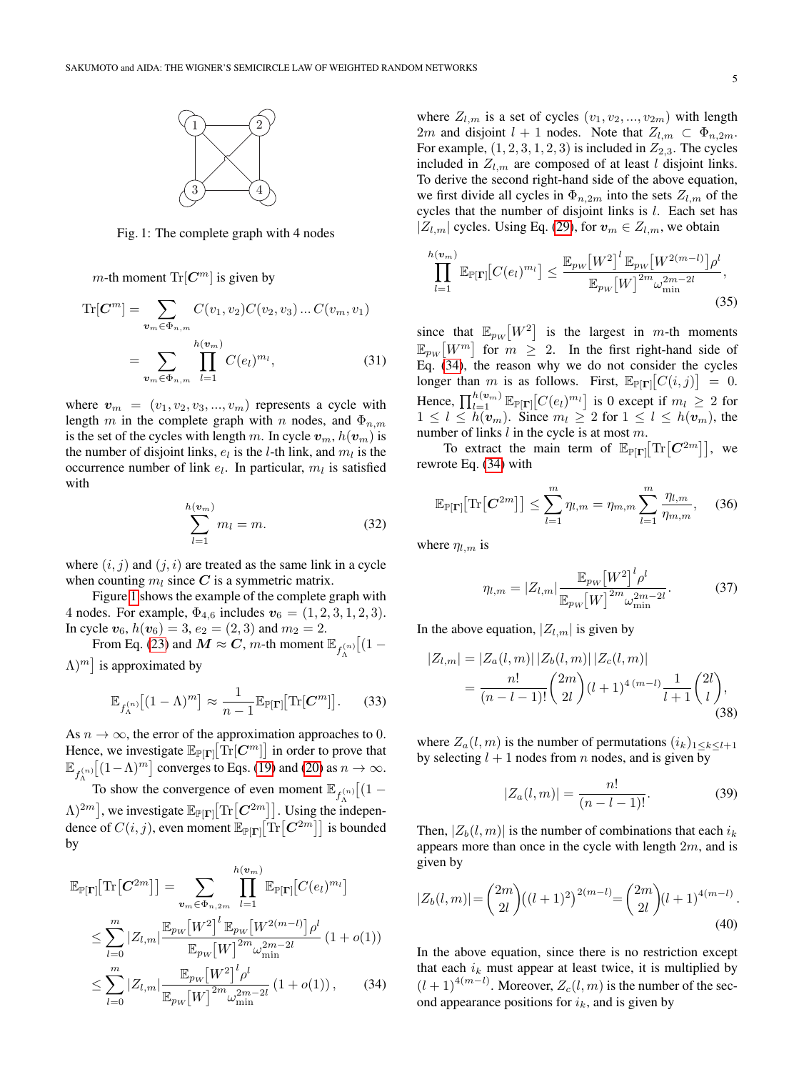Fig. 1: The complete graph with 4 nodes

$m$-th moment $\mathrm{Tr}[\boldsymbol{C}^m]$ is given by

$$
\begin{aligned}
\mathrm{Tr}[\boldsymbol{C}^m] &= \sum_{\boldsymbol{v}_m \in \Phi_{n,m}} C(v_1,v_2)C(v_2,v_3)\ldots C(v_m,v_1) \\
&= \sum_{\boldsymbol{v}_m \in \Phi_{n,m}} \prod_{l=1}^{h(\boldsymbol{v}_m)} C(e_l)^{m_l}, \qquad (31)
\end{aligned}
$$

where $\boldsymbol{v}_m = (v_1, v_2, v_3, ..., v_m)$ represents a cycle with length $m$ in the complete graph with $n$ nodes, and $\Phi_{n,m}$ is the set of the cycles with length $m$. In cycle $\boldsymbol{v}_m$, $h(\boldsymbol{v}_m)$ is the number of disjoint links, $e_l$ is the $l$-th link, and $m_l$ is the occurrence number of link $e_l$. In particular, $m_l$ is satisfied with

$$
\sum_{l=1}^{h(\boldsymbol{v}_m)} m_l = m. \qquad (32)
$$

where $(i,j)$ and $(j,i)$ are treated as the same link in a cycle when counting $m_l$ since $\boldsymbol{C}$ is a symmetric matrix.

Figure 1 shows the example of the complete graph with 4 nodes. For example, $\Phi_{4,6}$ includes $\boldsymbol{v}_6 = (1,2,3,1,2,3)$. In cycle $\boldsymbol{v}_6$, $h(\boldsymbol{v}_6) = 3$, $e_2 = (2,3)$ and $m_2 = 2$.

From Eq. (23) and $\boldsymbol{M} \approx \boldsymbol{C}$, $m$-th moment $\mathbb{E}_{f_\Lambda^{(n)}}\big[(1-\Lambda)^m\big]$ is approximated by

$$
\mathbb{E}_{f_\Lambda^{(n)}}\big[(1-\Lambda)^m\big] \approx \frac{1}{n-1}\mathbb{E}_{\mathbb{P}[\boldsymbol{\Gamma}]}\big[\mathrm{Tr}[\boldsymbol{C}^m]\big]. \qquad (33)
$$

As $n \to \infty$, the error of the approximation approaches to 0. Hence, we investigate $\mathbb{E}_{\mathbb{P}[\boldsymbol{\Gamma}]}\big[\mathrm{Tr}[\boldsymbol{C}^m]\big]$ in order to prove that $\mathbb{E}_{f_\Lambda^{(n)}}\big[(1-\Lambda)^m\big]$ converges to Eqs. (19) and (20) as $n \to \infty$.

To show the convergence of even moment $\mathbb{E}_{f_\Lambda^{(n)}}\big[(1-\Lambda)^{2m}\big]$, we investigate $\mathbb{E}_{\mathbb{P}[\boldsymbol{\Gamma}]}\big[\mathrm{Tr}\big[\boldsymbol{C}^{2m}\big]\big]$. Using the independence of $C(i,j)$, even moment $\mathbb{E}_{\mathbb{P}[\boldsymbol{\Gamma}]}\big[\mathrm{Tr}\big[\boldsymbol{C}^{2m}\big]\big]$ is bounded by

$$
\begin{aligned}
\mathbb{E}_{\mathbb{P}[\boldsymbol{\Gamma}]}\big[\mathrm{Tr}\big[\boldsymbol{C}^{2m}\big]\big] &= \sum_{\boldsymbol{v}_m \in \Phi_{n,2m}} \prod_{l=1}^{h(\boldsymbol{v}_m)} \mathbb{E}_{\mathbb{P}[\boldsymbol{\Gamma}]}\big[C(e_l)^{m_l}\big] \\
&\le \sum_{l=0}^{m} |Z_{l,m}| \frac{\mathbb{E}_{p_W}\big[W^2\big]^l \mathbb{E}_{p_W}\big[W^{2(m-l)}\big]\rho^l}{\mathbb{E}_{p_W}\big[W\big]^{2m}\omega_{\min}^{2m-2l}}(1+o(1)) \\
&\le \sum_{l=0}^{m} |Z_{l,m}| \frac{\mathbb{E}_{p_W}\big[W^2\big]^l \rho^l}{\mathbb{E}_{p_W}\big[W\big]^{2m}\omega_{\min}^{2m-2l}}(1+o(1)), \qquad (34)
\end{aligned}
$$

where $Z_{l,m}$ is a set of cycles $(v_1, v_2, ..., v_{2m})$ with length $2m$ and disjoint $l+1$ nodes. Note that $Z_{l,m} \subset \Phi_{n,2m}$. For example, $(1,2,3,1,2,3)$ is included in $Z_{2,3}$. The cycles included in $Z_{l,m}$ are composed of at least $l$ disjoint links. To derive the second right-hand side of the above equation, we first divide all cycles in $\Phi_{n,2m}$ into the sets $Z_{l,m}$ of the cycles that the number of disjoint links is $l$. Each set has $|Z_{l,m}|$ cycles. Using Eq. (29), for $\boldsymbol{v}_m \in Z_{l,m}$, we obtain

$$
\prod_{l=1}^{h(\boldsymbol{v}_m)} \mathbb{E}_{\mathbb{P}[\boldsymbol{\Gamma}]}\big[C(e_l)^{m_l}\big] \le \frac{\mathbb{E}_{p_W}\big[W^2\big]^l \mathbb{E}_{p_W}\big[W^{2(m-l)}\big]\rho^l}{\mathbb{E}_{p_W}\big[W\big]^{2m}\omega_{\min}^{2m-2l}}, \qquad (35)
$$

since that $\mathbb{E}_{p_W}\big[W^2\big]$ is the largest in $m$-th moments $\mathbb{E}_{p_W}\big[W^m\big]$ for $m \ge 2$. In the first right-hand side of Eq. (34), the reason why we do not consider the cycles longer than $m$ is as follows. First, $\mathbb{E}_{\mathbb{P}[\boldsymbol{\Gamma}]}\big[C(i,j)\big] = 0$. Hence, $\prod_{l=1}^{h(\boldsymbol{v}_m)} \mathbb{E}_{\mathbb{P}[\boldsymbol{\Gamma}]}\big[C(e_l)^{m_l}\big]$ is 0 except if $m_l \ge 2$ for $1 \le l \le h(\boldsymbol{v}_m)$. Since $m_l \ge 2$ for $1 \le l \le h(\boldsymbol{v}_m)$, the number of links $l$ in the cycle is at most $m$.

To extract the main term of $\mathbb{E}_{\mathbb{P}[\boldsymbol{\Gamma}]}\big[\mathrm{Tr}\big[\boldsymbol{C}^{2m}\big]\big]$, we rewrote Eq. (34) with

$$
\mathbb{E}_{\mathbb{P}[\boldsymbol{\Gamma}]}\big[\mathrm{Tr}\big[\boldsymbol{C}^{2m}\big]\big] \le \sum_{l=1}^{m} \eta_{l,m} = \eta_{m,m} \sum_{l=1}^{m} \frac{\eta_{l,m}}{\eta_{m,m}}, \qquad (36)
$$

where $\eta_{l,m}$ is

$$
\eta_{l,m} = |Z_{l,m}| \frac{\mathbb{E}_{p_W}\big[W^2\big]^l \rho^l}{\mathbb{E}_{p_W}\big[W\big]^{2m}\omega_{\min}^{2m-2l}}. \qquad (37)
$$

In the above equation, $|Z_{l,m}|$ is given by

$$
\begin{aligned}
|Z_{l,m}| &= |Z_a(l,m)|\,|Z_b(l,m)|\,|Z_c(l,m)| \\
&= \frac{n!}{(n-l-1)!}\binom{2m}{2l}(l+1)^{4\,(m-l)}\frac{1}{l+1}\binom{2l}{l}, \qquad (38)
\end{aligned}
$$

where $Z_a(l,m)$ is the number of permutations $(i_k)_{1\le k \le l+1}$ by selecting $l+1$ nodes from $n$ nodes, and is given by

$$
|Z_a(l,m)| = \frac{n!}{(n-l-1)!}. \qquad (39)
$$

Then, $|Z_b(l,m)|$ is the number of combinations that each $i_k$ appears more than once in the cycle with length $2m$, and is given by

$$
|Z_b(l,m)| = \binom{2m}{2l}\big((l+1)^2\big)^{2(m-l)} = \binom{2m}{2l}(l+1)^{4(m-l)}. \qquad (40)
$$

In the above equation, since there is no restriction except that each $i_k$ must appear at least twice, it is multiplied by $(l+1)^{4(m-l)}$. Moreover, $Z_c(l,m)$ is the number of the second appearance positions for $i_k$, and is given by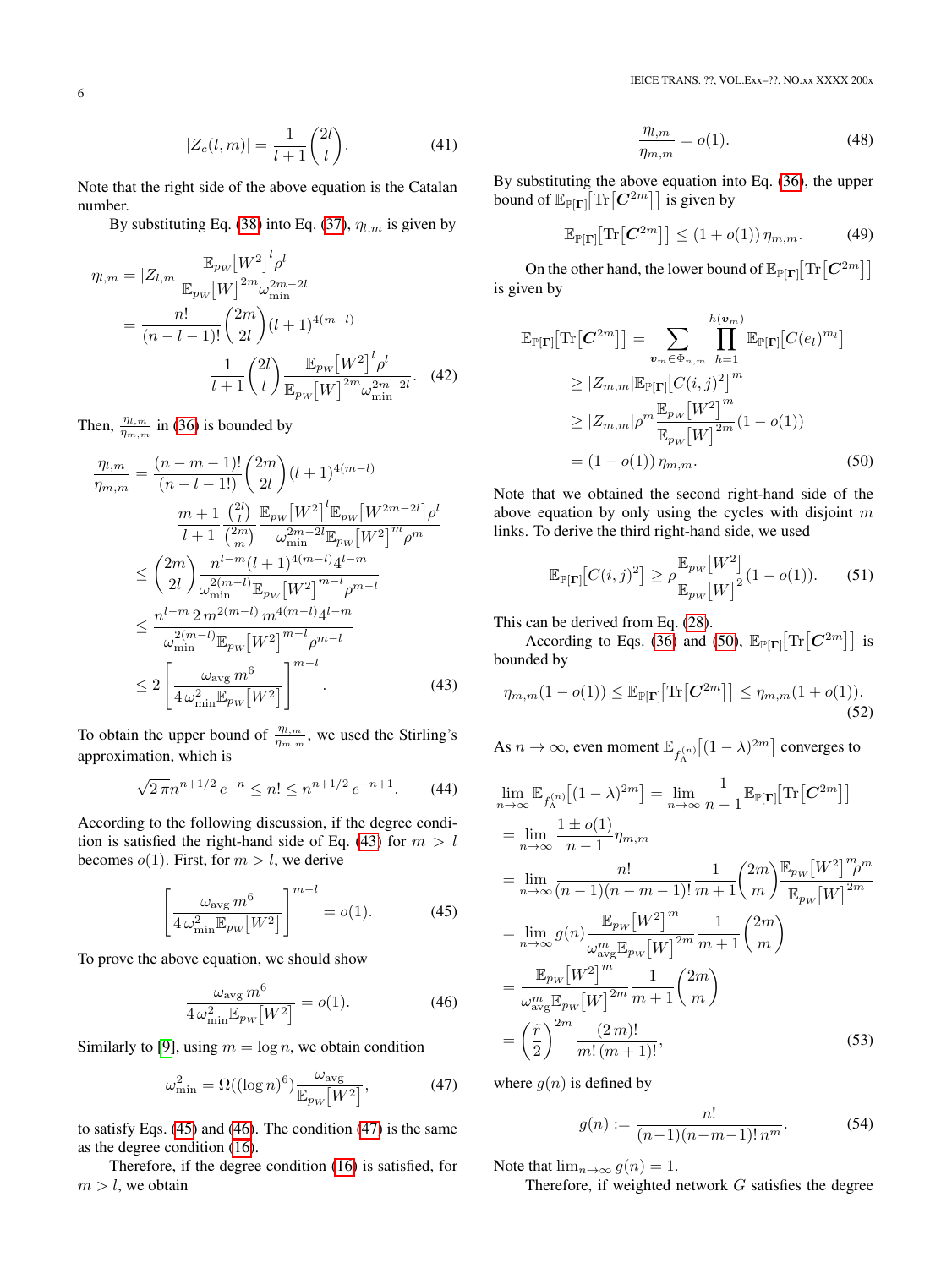$$|Z_c(l,m)| = \frac{1}{l+1}\binom{2l}{l}. \tag{41}$$

Note that the right side of the above equation is the Catalan number.

By substituting Eq. (38) into Eq. (37), $\eta_{l,m}$ is given by

$$\begin{aligned}\eta_{l,m} &= |Z_{l,m}| \frac{\mathbb{E}_{p_W}\big[W^2\big]^l \rho^l}{\mathbb{E}_{p_W}\big[W\big]^{2m} \omega_{\min}^{2m-2l}} \\ &= \frac{n!}{(n-l-1)!}\binom{2m}{2l}(l+1)^{4(m-l)} \\ &\quad \frac{1}{l+1}\binom{2l}{l}\frac{\mathbb{E}_{p_W}\big[W^2\big]^l \rho^l}{\mathbb{E}_{p_W}\big[W\big]^{2m}\omega_{\min}^{2m-2l}}. \end{aligned} \tag{42}$$

Then, $\frac{\eta_{l,m}}{\eta_{m,m}}$ in (36) is bounded by

$$\begin{aligned}\frac{\eta_{l,m}}{\eta_{m,m}} &= \frac{(n-m-1)!}{(n-l-1!)}\binom{2m}{2l}(l+1)^{4(m-l)} \\ &\quad \frac{m+1}{l+1}\frac{\binom{2l}{l}}{\binom{2m}{m}}\frac{\mathbb{E}_{p_W}\big[W^2\big]^l \mathbb{E}_{p_W}\big[W^{2m-2l}\big]\rho^l}{\omega_{\min}^{2m-2l}\mathbb{E}_{p_W}\big[W^2\big]^m \rho^m} \\ &\le \binom{2m}{2l}\frac{n^{l-m}(l+1)^{4(m-l)}4^{l-m}}{\omega_{\min}^{2(m-l)}\mathbb{E}_{p_W}\big[W^2\big]^{m-l}\rho^{m-l}} \\ &\le \frac{n^{l-m}\,2\,m^{2(m-l)}\,m^{4(m-l)}4^{l-m}}{\omega_{\min}^{2(m-l)}\mathbb{E}_{p_W}\big[W^2\big]^{m-l}\rho^{m-l}} \\ &\le 2\left[\frac{\omega_{\mathrm{avg}}\,m^6}{4\,\omega_{\min}^2\mathbb{E}_{p_W}\big[W^2\big]}\right]^{m-l}. \end{aligned} \tag{43}$$

To obtain the upper bound of $\frac{\eta_{l,m}}{\eta_{m,m}}$, we used the Stirling's approximation, which is

$$\sqrt{2\pi}n^{n+1/2}\,e^{-n} \le n! \le n^{n+1/2}\,e^{-n+1}. \tag{44}$$

According to the following discussion, if the degree condition is satisfied the right-hand side of Eq. (43) for $m > l$ becomes $o(1)$. First, for $m > l$, we derive

$$\left[\frac{\omega_{\mathrm{avg}}\,m^6}{4\,\omega_{\min}^2\mathbb{E}_{p_W}\big[W^2\big]}\right]^{m-l} = o(1). \tag{45}$$

To prove the above equation, we should show

$$\frac{\omega_{\mathrm{avg}}\,m^6}{4\,\omega_{\min}^2\mathbb{E}_{p_W}\big[W^2\big]} = o(1). \tag{46}$$

Similarly to [9], using $m = \log n$, we obtain condition

$$\omega_{\min}^2 = \Omega((\log n)^6)\frac{\omega_{\mathrm{avg}}}{\mathbb{E}_{p_W}\big[W^2\big]}, \tag{47}$$

to satisfy Eqs. (45) and (46). The condition (47) is the same as the degree condition (16).

Therefore, if the degree condition (16) is satisfied, for $m > l$, we obtain

$$\frac{\eta_{l,m}}{\eta_{m,m}} = o(1). \tag{48}$$

By substituting the above equation into Eq. (36), the upper bound of $\mathbb{E}_{\mathbb{P}[\boldsymbol{\Gamma}]}\big[\mathrm{Tr}\big[\boldsymbol{C}^{2m}\big]\big]$ is given by

$$\mathbb{E}_{\mathbb{P}[\boldsymbol{\Gamma}]}\big[\mathrm{Tr}\big[\boldsymbol{C}^{2m}\big]\big] \le (1+o(1))\,\eta_{m,m}. \tag{49}$$

On the other hand, the lower bound of $\mathbb{E}_{\mathbb{P}[\boldsymbol{\Gamma}]}\big[\mathrm{Tr}\big[\boldsymbol{C}^{2m}\big]\big]$ is given by

$$\begin{aligned}\mathbb{E}_{\mathbb{P}[\boldsymbol{\Gamma}]}\big[\mathrm{Tr}\big[\boldsymbol{C}^{2m}\big]\big] &= \sum_{\boldsymbol{v}_m \in \Phi_{n,m}} \prod_{h=1}^{h(\boldsymbol{v}_m)} \mathbb{E}_{\mathbb{P}[\boldsymbol{\Gamma}]}\big[C(e_l)^{m_l}\big] \\ &\ge |Z_{m,m}|\,\mathbb{E}_{\mathbb{P}[\boldsymbol{\Gamma}]}\big[C(i,j)^2\big]^m \\ &\ge |Z_{m,m}|\rho^m\frac{\mathbb{E}_{p_W}\big[W^2\big]^m}{\mathbb{E}_{p_W}\big[W\big]^{2m}}(1-o(1)) \\ &= (1-o(1))\,\eta_{m,m}. \end{aligned} \tag{50}$$

Note that we obtained the second right-hand side of the above equation by only using the cycles with disjoint $m$ links. To derive the third right-hand side, we used

$$\mathbb{E}_{\mathbb{P}[\boldsymbol{\Gamma}]}\big[C(i,j)^2\big] \ge \rho\frac{\mathbb{E}_{p_W}\big[W^2\big]}{\mathbb{E}_{p_W}\big[W\big]^2}(1-o(1)). \tag{51}$$

This can be derived from Eq. (28).

According to Eqs. (36) and (50), $\mathbb{E}_{\mathbb{P}[\boldsymbol{\Gamma}]}\big[\mathrm{Tr}\big[\boldsymbol{C}^{2m}\big]\big]$ is bounded by

$$\eta_{m,m}(1-o(1)) \le \mathbb{E}_{\mathbb{P}[\boldsymbol{\Gamma}]}\big[\mathrm{Tr}\big[\boldsymbol{C}^{2m}\big]\big] \le \eta_{m,m}(1+o(1)). \tag{52}$$

As $n \to \infty$, even moment $\mathbb{E}_{f_\Lambda^{(n)}}\big[(1-\lambda)^{2m}\big]$ converges to

$$\begin{aligned}&\lim_{n\to\infty}\mathbb{E}_{f_\Lambda^{(n)}}\big[(1-\lambda)^{2m}\big] = \lim_{n\to\infty}\frac{1}{n-1}\mathbb{E}_{\mathbb{P}[\boldsymbol{\Gamma}]}\big[\mathrm{Tr}\big[\boldsymbol{C}^{2m}\big]\big] \\ &= \lim_{n\to\infty}\frac{1\pm o(1)}{n-1}\eta_{m,m} \\ &= \lim_{n\to\infty}\frac{n!}{(n-1)(n-m-1)!}\frac{1}{m+1}\binom{2m}{m}\frac{\mathbb{E}_{p_W}\big[W^2\big]^m\rho^m}{\mathbb{E}_{p_W}\big[W\big]^{2m}} \\ &= \lim_{n\to\infty} g(n)\frac{\mathbb{E}_{p_W}\big[W^2\big]^m}{\omega_{\mathrm{avg}}^m\mathbb{E}_{p_W}\big[W\big]^{2m}}\frac{1}{m+1}\binom{2m}{m} \\ &= \frac{\mathbb{E}_{p_W}\big[W^2\big]^m}{\omega_{\mathrm{avg}}^m\mathbb{E}_{p_W}\big[W\big]^{2m}}\frac{1}{m+1}\binom{2m}{m} \\ &= \left(\frac{\tilde{r}}{2}\right)^{2m}\frac{(2\,m)!}{m!\,(m+1)!}, \end{aligned} \tag{53}$$

where $g(n)$ is defined by

$$g(n) := \frac{n!}{(n-1)(n-m-1)!\,n^m}. \tag{54}$$

Note that $\lim_{n\to\infty} g(n) = 1$.

Therefore, if weighted network $G$ satisfies the degree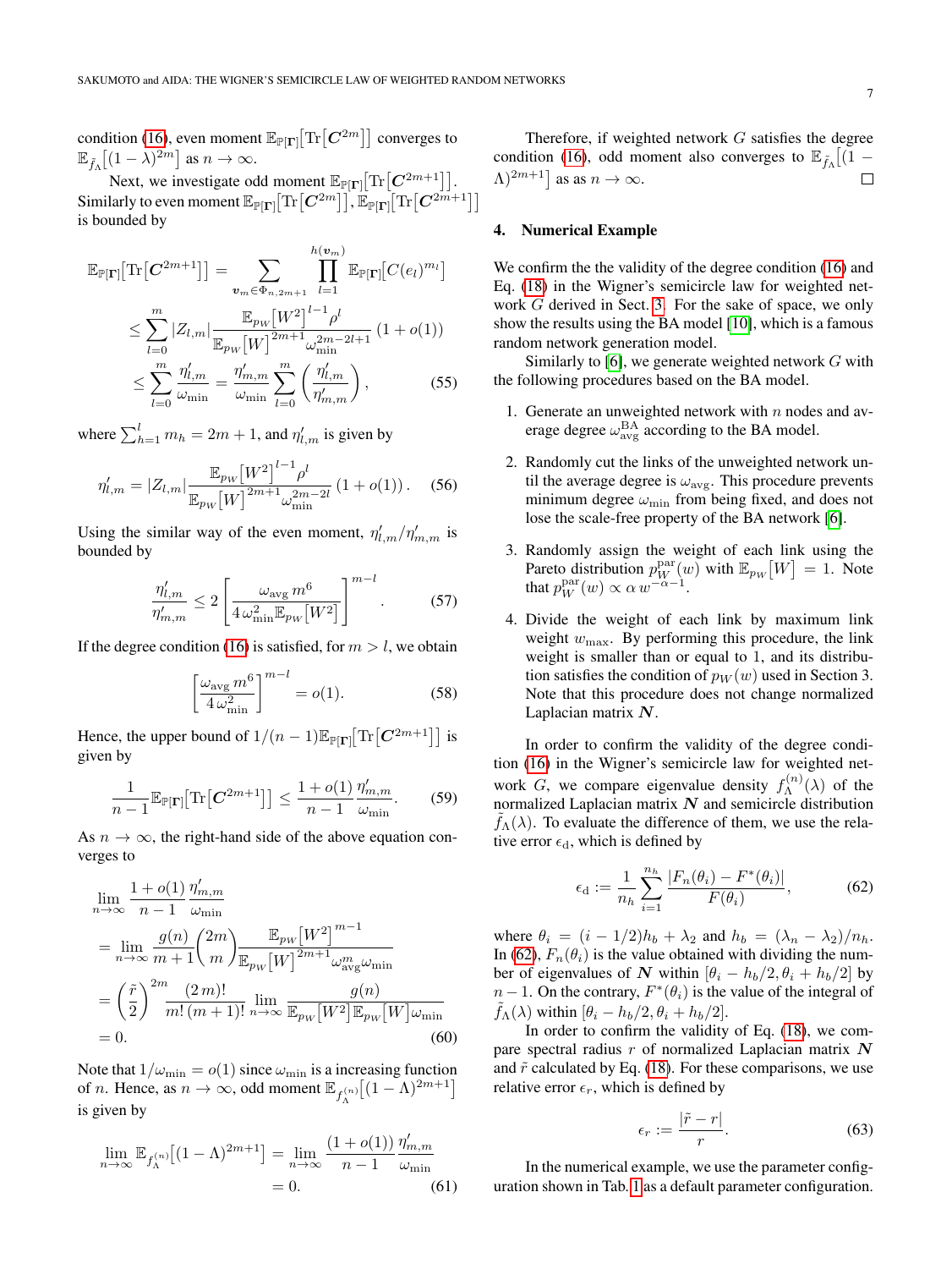condition (16), even moment $\mathbb{E}_{\mathbb{P}[\boldsymbol{\Gamma}]}\big[\mathrm{Tr}\big[\boldsymbol{C}^{2m}\big]\big]$ converges to $\mathbb{E}_{\tilde{f}_\Lambda}\big[(1-\lambda)^{2m}\big]$ as $n \to \infty$.

Next, we investigate odd moment $\mathbb{E}_{\mathbb{P}[\boldsymbol{\Gamma}]}\big[\mathrm{Tr}\big[\boldsymbol{C}^{2m+1}\big]\big]$. Similarly to even moment $\mathbb{E}_{\mathbb{P}[\boldsymbol{\Gamma}]}\big[\mathrm{Tr}\big[\boldsymbol{C}^{2m}\big]\big]$, $\mathbb{E}_{\mathbb{P}[\boldsymbol{\Gamma}]}\big[\mathrm{Tr}\big[\boldsymbol{C}^{2m+1}\big]\big]$ is bounded by

$$
\begin{aligned}
\mathbb{E}_{\mathbb{P}[\boldsymbol{\Gamma}]}\big[\mathrm{Tr}\big[\boldsymbol{C}^{2m+1}\big]\big] &= \sum_{\boldsymbol{v}_m \in \Phi_{n,2m+1}} \prod_{l=1}^{h(\boldsymbol{v}_m)} \mathbb{E}_{\mathbb{P}[\boldsymbol{\Gamma}]}\big[C(e_l)^{m_l}\big] \\
&\le \sum_{l=0}^{m} |Z_{l,m}| \frac{\mathbb{E}_{p_W}\big[W^2\big]^{l-1} \rho^l}{\mathbb{E}_{p_W}\big[W\big]^{2m+1} \omega_{\min}^{2m-2l+1}} (1+o(1)) \\
&\le \sum_{l=0}^{m} \frac{\eta'_{l,m}}{\omega_{\min}} = \frac{\eta'_{m,m}}{\omega_{\min}} \sum_{l=0}^{m} \left(\frac{\eta'_{l,m}}{\eta'_{m,m}}\right),
\end{aligned} \tag{55}
$$

where $\sum_{h=1}^{l} m_h = 2m+1$, and $\eta'_{l,m}$ is given by

$$
\eta'_{l,m} = |Z_{l,m}| \frac{\mathbb{E}_{p_W}\big[W^2\big]^{l-1} \rho^l}{\mathbb{E}_{p_W}\big[W\big]^{2m+1} \omega_{\min}^{2m-2l}} (1+o(1)). \tag{56}
$$

Using the similar way of the even moment, $\eta'_{l,m}/\eta'_{m,m}$ is bounded by

$$
\frac{\eta'_{l,m}}{\eta'_{m,m}} \le 2 \left[\frac{\omega_{\mathrm{avg}}\, m^6}{4\,\omega_{\min}^2 \mathbb{E}_{p_W}\big[W^2\big]}\right]^{m-l}. \tag{57}
$$

If the degree condition (16) is satisfied, for $m > l$, we obtain

$$
\left[\frac{\omega_{\mathrm{avg}}\, m^6}{4\,\omega_{\min}^2}\right]^{m-l} = o(1). \tag{58}
$$

Hence, the upper bound of $1/(n-1)\mathbb{E}_{\mathbb{P}[\boldsymbol{\Gamma}]}\big[\mathrm{Tr}\big[\boldsymbol{C}^{2m+1}\big]\big]$ is given by

$$
\frac{1}{n-1}\mathbb{E}_{\mathbb{P}[\boldsymbol{\Gamma}]}\big[\mathrm{Tr}\big[\boldsymbol{C}^{2m+1}\big]\big] \le \frac{1+o(1)}{n-1}\frac{\eta'_{m,m}}{\omega_{\min}}. \tag{59}
$$

As $n \to \infty$, the right-hand side of the above equation converges to

$$
\begin{aligned}
&\lim_{n\to\infty} \frac{1+o(1)}{n-1}\frac{\eta'_{m,m}}{\omega_{\min}} \\
&= \lim_{n\to\infty} \frac{g(n)}{m+1}\binom{2m}{m} \frac{\mathbb{E}_{p_W}\big[W^2\big]^{m-1}}{\mathbb{E}_{p_W}\big[W\big]^{2m+1} \omega_{\mathrm{avg}}^{m}\omega_{\min}} \\
&= \left(\frac{\tilde{r}}{2}\right)^{2m} \frac{(2\,m)!}{m!\,(m+1)!} \lim_{n\to\infty} \frac{g(n)}{\mathbb{E}_{p_W}\big[W^2\big]\mathbb{E}_{p_W}\big[W\big]\omega_{\min}} \\
&= 0.
\end{aligned} \tag{60}
$$

Note that $1/\omega_{\min} = o(1)$ since $\omega_{\min}$ is a increasing function of $n$. Hence, as $n \to \infty$, odd moment $\mathbb{E}_{f_\Lambda^{(n)}}\big[(1-\Lambda)^{2m+1}\big]$ is given by

$$
\begin{aligned}
\lim_{n\to\infty} \mathbb{E}_{f_\Lambda^{(n)}}\big[(1-\Lambda)^{2m+1}\big] &= \lim_{n\to\infty} \frac{(1+o(1))}{n-1}\frac{\eta'_{m,m}}{\omega_{\min}} \\
&= 0.
\end{aligned} \tag{61}
$$

Therefore, if weighted network $G$ satisfies the degree condition (16), odd moment also converges to $\mathbb{E}_{\tilde{f}_\Lambda}\big[(1-\Lambda)^{2m+1}\big]$ as as $n \to \infty$. □

## 4. Numerical Example

We confirm the the validity of the degree condition (16) and Eq. (18) in the Wigner's semicircle law for weighted network $G$ derived in Sect. 3. For the sake of space, we only show the results using the BA model [10], which is a famous random network generation model.

Similarly to [6], we generate weighted network $G$ with the following procedures based on the BA model.

1. Generate an unweighted network with $n$ nodes and average degree $\omega_{\mathrm{avg}}^{\mathrm{BA}}$ according to the BA model.
2. Randomly cut the links of the unweighted network until the average degree is $\omega_{\mathrm{avg}}$. This procedure prevents minimum degree $\omega_{\min}$ from being fixed, and does not lose the scale-free property of the BA network [6].
3. Randomly assign the weight of each link using the Pareto distribution $p_W^{\mathrm{par}}(w)$ with $\mathbb{E}_{p_W}\big[W\big] = 1$. Note that $p_W^{\mathrm{par}}(w) \propto \alpha\, w^{-\alpha-1}$.
4. Divide the weight of each link by maximum link weight $w_{\max}$. By performing this procedure, the link weight is smaller than or equal to 1, and its distribution satisfies the condition of $p_W(w)$ used in Section 3. Note that this procedure does not change normalized Laplacian matrix $\boldsymbol{N}$.

In order to confirm the validity of the degree condition (16) in the Wigner's semicircle law for weighted network $G$, we compare eigenvalue density $f_\Lambda^{(n)}(\lambda)$ of the normalized Laplacian matrix $\boldsymbol{N}$ and semicircle distribution $\tilde{f}_\Lambda(\lambda)$. To evaluate the difference of them, we use the relative error $\epsilon_{\mathrm{d}}$, which is defined by

$$
\epsilon_{\mathrm{d}} := \frac{1}{n_h}\sum_{i=1}^{n_h} \frac{|F_n(\theta_i) - F^*(\theta_i)|}{F(\theta_i)}, \tag{62}
$$

where $\theta_i = (i - 1/2)h_b + \lambda_2$ and $h_b = (\lambda_n - \lambda_2)/n_h$. In (62), $F_n(\theta_i)$ is the value obtained with dividing the number of eigenvalues of $\boldsymbol{N}$ within $[\theta_i - h_b/2, \theta_i + h_b/2]$ by $n-1$. On the contrary, $F^*(\theta_i)$ is the value of the integral of $\tilde{f}_\Lambda(\lambda)$ within $[\theta_i - h_b/2, \theta_i + h_b/2]$.

In order to confirm the validity of Eq. (18), we compare spectral radius $r$ of normalized Laplacian matrix $\boldsymbol{N}$ and $\tilde{r}$ calculated by Eq. (18). For these comparisons, we use relative error $\epsilon_r$, which is defined by

$$
\epsilon_r := \frac{|\tilde{r} - r|}{r}. \tag{63}
$$

In the numerical example, we use the parameter configuration shown in Tab. 1 as a default parameter configuration.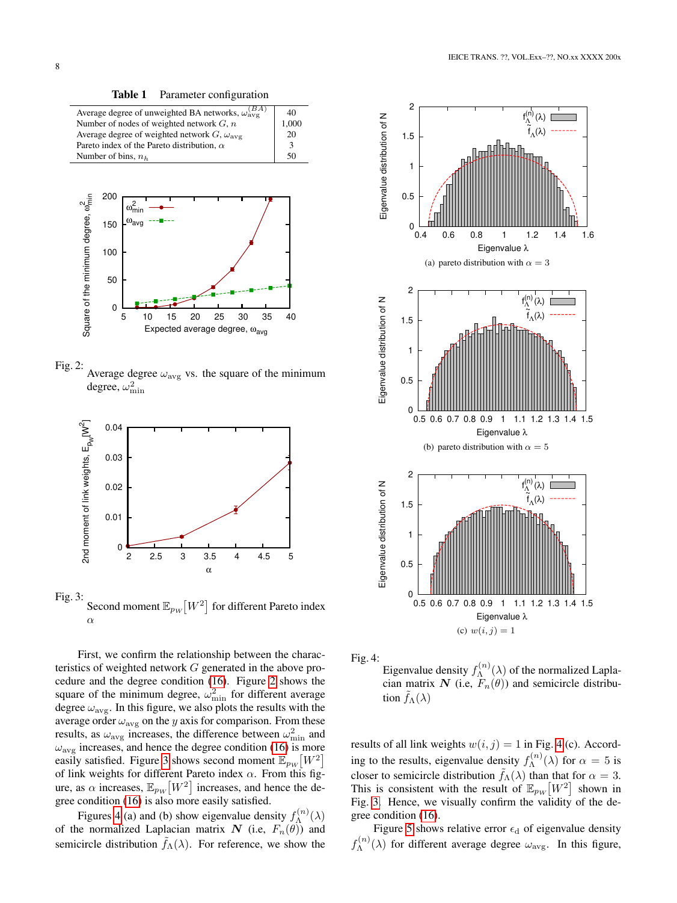**Table 1** Parameter configuration

| Parameter | Value |
|---|---|
| Average degree of unweighted BA networks, $\omega_{\mathrm{avg}}^{(BA)}$ | 40 |
| Number of nodes of weighted network $G$, $n$ | 1,000 |
| Average degree of weighted network $G$, $\omega_{\mathrm{avg}}$ | 20 |
| Pareto index of the Pareto distribution, $\alpha$ | 3 |
| Number of bins, $n_h$ | 50 |

Fig. 2: Average degree $\omega_{\mathrm{avg}}$ vs. the square of the minimum degree, $\omega_{\mathrm{min}}^2$

Fig. 3: Second moment $\mathbb{E}_{p_W}[W^2]$ for different Pareto index $\alpha$

First, we confirm the relationship between the characteristics of weighted network $G$ generated in the above procedure and the degree condition (16). Figure 2 shows the square of the minimum degree, $\omega_{\mathrm{min}}^2$ for different average degree $\omega_{\mathrm{avg}}$. In this figure, we also plots the results with the average order $\omega_{\mathrm{avg}}$ on the $y$ axis for comparison. From these results, as $\omega_{\mathrm{avg}}$ increases, the difference between $\omega_{\mathrm{min}}^2$ and $\omega_{\mathrm{avg}}$ increases, and hence the degree condition (16) is more easily satisfied. Figure 3 shows second moment $\mathbb{E}_{p_W}[W^2]$ of link weights for different Pareto index $\alpha$. From this figure, as $\alpha$ increases, $\mathbb{E}_{p_W}[W^2]$ increases, and hence the degree condition (16) is also more easily satisfied.

Figures 4 (a) and (b) show eigenvalue density $f_\Lambda^{(n)}(\lambda)$ of the normalized Laplacian matrix $\boldsymbol{N}$ (i.e, $F_n(\theta)$) and semicircle distribution $\tilde{f}_\Lambda(\lambda)$. For reference, we show the results of all link weights $w(i,j) = 1$ in Fig. 4 (c). According to the results, eigenvalue density $f_\Lambda^{(n)}(\lambda)$ for $\alpha = 5$ is closer to semicircle distribution $\tilde{f}_\Lambda(\lambda)$ than that for $\alpha = 3$. This is consistent with the result of $\mathbb{E}_{p_W}[W^2]$ shown in Fig. 3. Hence, we visually confirm the validity of the degree condition (16).

(a) pareto distribution with $\alpha = 3$

(b) pareto distribution with $\alpha = 5$

(c) $w(i,j) = 1$

Fig. 4: Eigenvalue density $f_\Lambda^{(n)}(\lambda)$ of the normalized Laplacian matrix $\boldsymbol{N}$ (i.e, $F_n(\theta)$) and semicircle distribution $\tilde{f}_\Lambda(\lambda)$

Figure 5 shows relative error $\epsilon_{\mathrm{d}}$ of eigenvalue density $f_\Lambda^{(n)}(\lambda)$ for different average degree $\omega_{\mathrm{avg}}$. In this figure,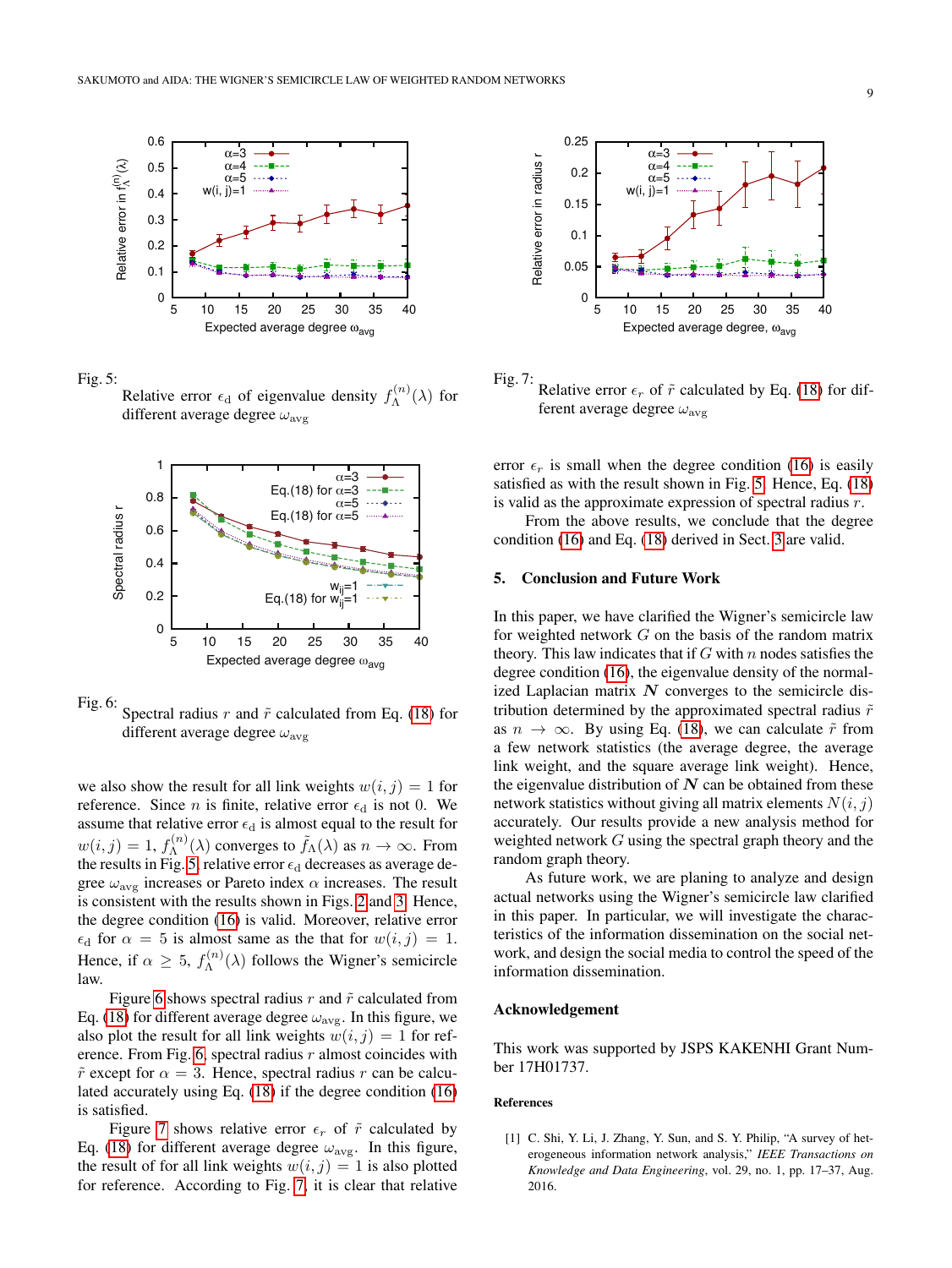Fig. 5: Relative error $\epsilon_{\rm d}$ of eigenvalue density $f_\Lambda^{(n)}(\lambda)$ for different average degree $\omega_{\rm avg}$

Fig. 6: Spectral radius $r$ and $\tilde{r}$ calculated from Eq. (18) for different average degree $\omega_{\rm avg}$

we also show the result for all link weights $w(i,j) = 1$ for reference. Since $n$ is finite, relative error $\epsilon_{\rm d}$ is not 0. We assume that relative error $\epsilon_{\rm d}$ is almost equal to the result for $w(i,j) = 1$, $f_\Lambda^{(n)}(\lambda)$ converges to $\tilde{f}_\Lambda(\lambda)$ as $n \to \infty$. From the results in Fig. 5, relative error $\epsilon_{\rm d}$ decreases as average degree $\omega_{\rm avg}$ increases or Pareto index $\alpha$ increases. The result is consistent with the results shown in Figs. 2 and 3. Hence, the degree condition (16) is valid. Moreover, relative error $\epsilon_{\rm d}$ for $\alpha = 5$ is almost same as the that for $w(i,j) = 1$. Hence, if $\alpha \geq 5$, $f_\Lambda^{(n)}(\lambda)$ follows the Wigner's semicircle law.

Figure 6 shows spectral radius $r$ and $\tilde{r}$ calculated from Eq. (18) for different average degree $\omega_{\rm avg}$. In this figure, we also plot the result for all link weights $w(i,j) = 1$ for reference. From Fig. 6, spectral radius $r$ almost coincides with $\tilde{r}$ except for $\alpha = 3$. Hence, spectral radius $r$ can be calculated accurately using Eq. (18) if the degree condition (16) is satisfied.

Figure 7 shows relative error $\epsilon_r$ of $\tilde{r}$ calculated by Eq. (18) for different average degree $\omega_{\rm avg}$. In this figure, the result of for all link weights $w(i,j) = 1$ is also plotted for reference. According to Fig. 7, it is clear that relative

Fig. 7: Relative error $\epsilon_r$ of $\tilde{r}$ calculated by Eq. (18) for different average degree $\omega_{\rm avg}$

error $\epsilon_r$ is small when the degree condition (16) is easily satisfied as with the result shown in Fig. 5. Hence, Eq. (18) is valid as the approximate expression of spectral radius $r$.

From the above results, we conclude that the degree condition (16) and Eq. (18) derived in Sect. 3 are valid.

## 5. Conclusion and Future Work

In this paper, we have clarified the Wigner's semicircle law for weighted network $G$ on the basis of the random matrix theory. This law indicates that if $G$ with $n$ nodes satisfies the degree condition (16), the eigenvalue density of the normalized Laplacian matrix $\boldsymbol{N}$ converges to the semicircle distribution determined by the approximated spectral radius $\tilde{r}$ as $n \to \infty$. By using Eq. (18), we can calculate $\tilde{r}$ from a few network statistics (the average degree, the average link weight, and the square average link weight). Hence, the eigenvalue distribution of $\boldsymbol{N}$ can be obtained from these network statistics without giving all matrix elements $N(i,j)$ accurately. Our results provide a new analysis method for weighted network $G$ using the spectral graph theory and the random graph theory.

As future work, we are planing to analyze and design actual networks using the Wigner's semicircle law clarified in this paper. In particular, we will investigate the characteristics of the information dissemination on the social network, and design the social media to control the speed of the information dissemination.

### Acknowledgement

This work was supported by JSPS KAKENHI Grant Number 17H01737.

#### References

[1] C. Shi, Y. Li, J. Zhang, Y. Sun, and S. Y. Philip, "A survey of heterogeneous information network analysis," *IEEE Transactions on Knowledge and Data Engineering*, vol. 29, no. 1, pp. 17–37, Aug. 2016.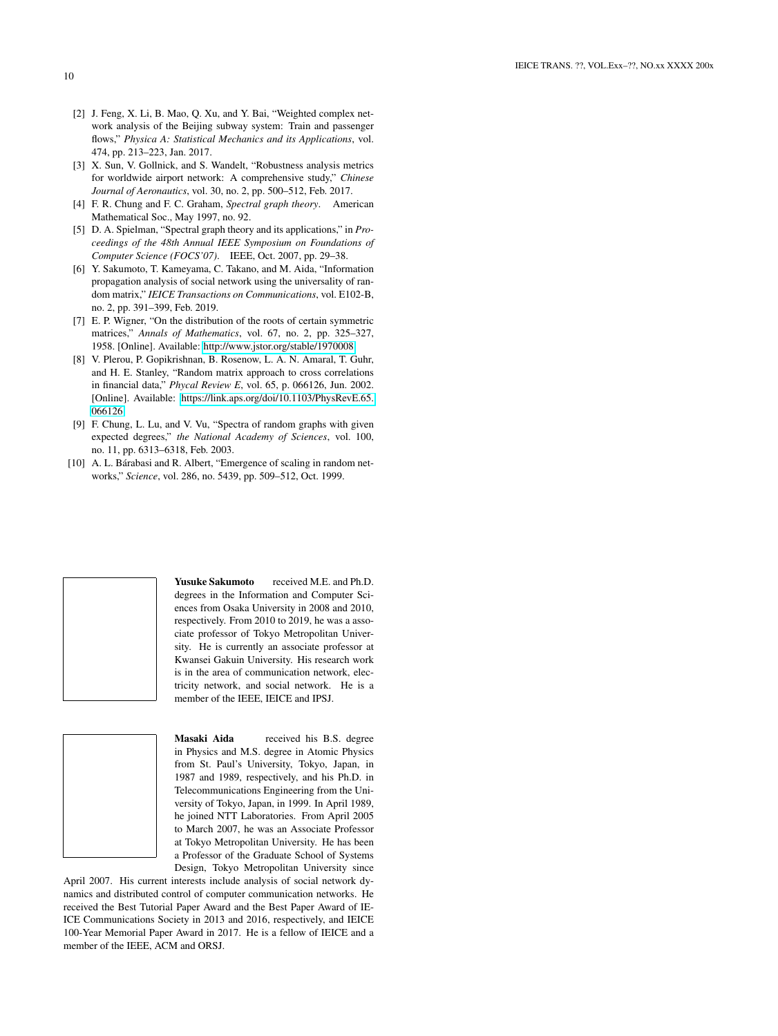[2] J. Feng, X. Li, B. Mao, Q. Xu, and Y. Bai, "Weighted complex network analysis of the Beijing subway system: Train and passenger flows," *Physica A: Statistical Mechanics and its Applications*, vol. 474, pp. 213–223, Jan. 2017.

[3] X. Sun, V. Gollnick, and S. Wandelt, "Robustness analysis metrics for worldwide airport network: A comprehensive study," *Chinese Journal of Aeronautics*, vol. 30, no. 2, pp. 500–512, Feb. 2017.

[4] F. R. Chung and F. C. Graham, *Spectral graph theory*. American Mathematical Soc., May 1997, no. 92.

[5] D. A. Spielman, "Spectral graph theory and its applications," in *Proceedings of the 48th Annual IEEE Symposium on Foundations of Computer Science (FOCS'07)*. IEEE, Oct. 2007, pp. 29–38.

[6] Y. Sakumoto, T. Kameyama, C. Takano, and M. Aida, "Information propagation analysis of social network using the universality of random matrix," *IEICE Transactions on Communications*, vol. E102-B, no. 2, pp. 391–399, Feb. 2019.

[7] E. P. Wigner, "On the distribution of the roots of certain symmetric matrices," *Annals of Mathematics*, vol. 67, no. 2, pp. 325–327, 1958. [Online]. Available: http://www.jstor.org/stable/1970008

[8] V. Plerou, P. Gopikrishnan, B. Rosenow, L. A. N. Amaral, T. Guhr, and H. E. Stanley, "Random matrix approach to cross correlations in financial data," *Phycal Review E*, vol. 65, p. 066126, Jun. 2002. [Online]. Available: https://link.aps.org/doi/10.1103/PhysRevE.65.066126

[9] F. Chung, L. Lu, and V. Vu, "Spectra of random graphs with given expected degrees," *the National Academy of Sciences*, vol. 100, no. 11, pp. 6313–6318, Feb. 2003.

[10] A. L. Bárabasi and R. Albert, "Emergence of scaling in random networks," *Science*, vol. 286, no. 5439, pp. 509–512, Oct. 1999.

**Yusuke Sakumoto** received M.E. and Ph.D. degrees in the Information and Computer Sciences from Osaka University in 2008 and 2010, respectively. From 2010 to 2019, he was a associate professor of Tokyo Metropolitan University. He is currently an associate professor at Kwansei Gakuin University. His research work is in the area of communication network, electricity network, and social network. He is a member of the IEEE, IEICE and IPSJ.

**Masaki Aida** received his B.S. degree in Physics and M.S. degree in Atomic Physics from St. Paul's University, Tokyo, Japan, in 1987 and 1989, respectively, and his Ph.D. in Telecommunications Engineering from the University of Tokyo, Japan, in 1999. In April 1989, he joined NTT Laboratories. From April 2005 to March 2007, he was an Associate Professor at Tokyo Metropolitan University. He has been a Professor of the Graduate School of Systems Design, Tokyo Metropolitan University since April 2007. His current interests include analysis of social network dynamics and distributed control of computer communication networks. He received the Best Tutorial Paper Award and the Best Paper Award of IEICE Communications Society in 2013 and 2016, respectively, and IEICE 100-Year Memorial Paper Award in 2017. He is a fellow of IEICE and a member of the IEEE, ACM and ORSJ.